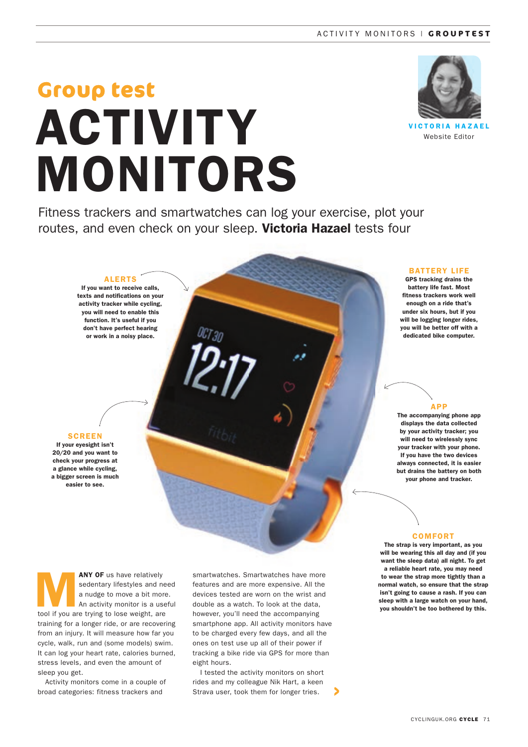# Group test

# ACTIVITY MONITORS

**VICTORIA HAZAEL**
Website Editor

Fitness trackers and smartwatches can log your exercise, plot your routes, and even check on your sleep. **Victoria Hazael** tests four

### ALERTS

**If you want to receive calls, texts and notifications on your activity tracker while cycling, you will need to enable this function. It's useful if you don't have perfect hearing or work in a noisy place.**

### SCREEN

**If your eyesight isn't 20/20 and you want to check your progress at a glance while cycling, a bigger screen is much easier to see.**

### BATTERY LIFE

**GPS tracking drains the battery life fast. Most fitness trackers work well enough on a ride that's under six hours, but if you will be logging longer rides, you will be better off with a dedicated bike computer.**

### APP

**The accompanying phone app displays the data collected by your activity tracker; you will need to wirelessly sync your tracker with your phone. If you have the two devices always connected, it is easier but drains the battery on both your phone and tracker.**

### COMFORT

**The strap is very important, as you will be wearing this all day and (if you want the sleep data) all night. To get a reliable heart rate, you may need to wear the strap more tightly than a normal watch, so ensure that the strap isn't going to cause a rash. If you can sleep with a large watch on your hand, you shouldn't be too bothered by this.**

**MANY OF** us have relatively sedentary lifestyles and need a nudge to move a bit more. An activity monitor is a useful tool if you are trying to lose weight, are training for a longer ride, or are recovering from an injury. It will measure how far you cycle, walk, run and (some models) swim. It can log your heart rate, calories burned, stress levels, and even the amount of sleep you get.

Activity monitors come in a couple of broad categories: fitness trackers and smartwatches. Smartwatches have more features and are more expensive. All the devices tested are worn on the wrist and double as a watch. To look at the data, however, you'll need the accompanying smartphone app. All activity monitors have to be charged every few days, and all the ones on test use up all of their power if tracking a bike ride via GPS for more than eight hours.

I tested the activity monitors on short rides and my colleague Nik Hart, a keen Strava user, took them for longer tries.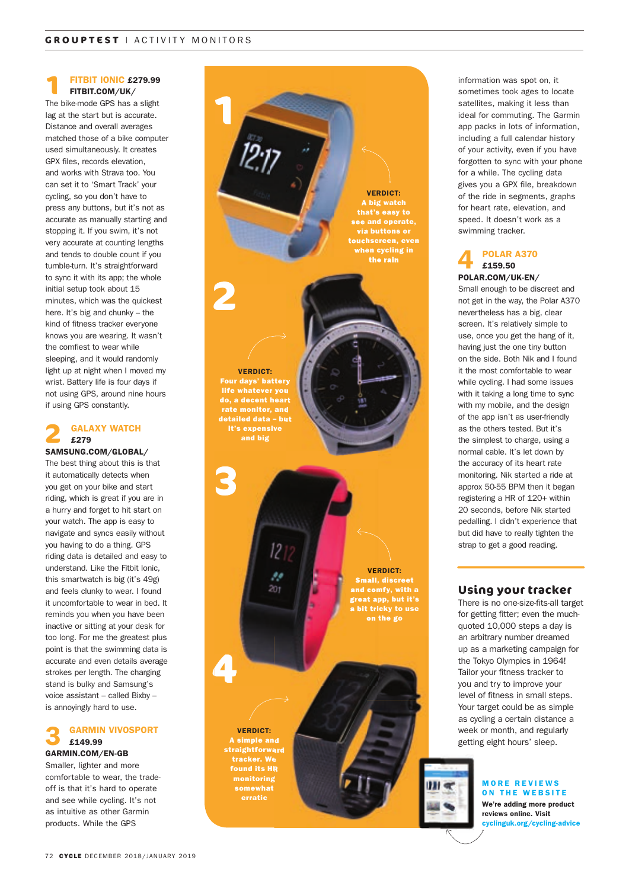## 1 FITBIT IONIC £279.99

**FITBIT.COM/UK/**

The bike-mode GPS has a slight lag at the start but is accurate. Distance and overall averages matched those of a bike computer used simultaneously. It creates GPX files, records elevation, and works with Strava too. You can set it to 'Smart Track' your cycling, so you don't have to press any buttons, but it's not as accurate as manually starting and stopping it. If you swim, it's not very accurate at counting lengths and tends to double count if you tumble-turn. It's straightforward to sync it with its app; the whole initial setup took about 15 minutes, which was the quickest here. It's big and chunky – the kind of fitness tracker everyone knows you are wearing. It wasn't the comfiest to wear while sleeping, and it would randomly light up at night when I moved my wrist. Battery life is four days if not using GPS, around nine hours if using GPS constantly.

**VERDICT: A big watch that's easy to see and operate, via buttons or touchscreen, even when cycling in the rain**

## 2 GALAXY WATCH £279

**SAMSUNG.COM/GLOBAL/**

The best thing about this is that it automatically detects when you get on your bike and start riding, which is great if you are in a hurry and forget to hit start on your watch. The app is easy to navigate and syncs easily without you having to do a thing. GPS riding data is detailed and easy to understand. Like the Fitbit Ionic, this smartwatch is big (it's 49g) and feels clunky to wear. I found it uncomfortable to wear in bed. It reminds you when you have been inactive or sitting at your desk for too long. For me the greatest plus point is that the swimming data is accurate and even details average strokes per length. The charging stand is bulky and Samsung's voice assistant – called Bixby – is annoyingly hard to use.

**VERDICT: Four days' battery life whatever you do, a decent heart rate monitor, and detailed data – but it's expensive and big**

## 3 GARMIN VIVOSPORT £149.99

**GARMIN.COM/EN-GB**

Smaller, lighter and more comfortable to wear, the trade-off is that it's hard to operate and see while cycling. It's not as intuitive as other Garmin products. While the GPS information was spot on, it sometimes took ages to locate satellites, making it less than ideal for commuting. The Garmin app packs in lots of information, including a full calendar history of your activity, even if you have forgotten to sync with your phone for a while. The cycling data gives you a GPX file, breakdown of the ride in segments, graphs for heart rate, elevation, and speed. It doesn't work as a swimming tracker.

**VERDICT: Small, discreet and comfy, with a great app, but it's a bit tricky to use on the go**

## 4 POLAR A370 £159.50

**POLAR.COM/UK-EN/**

Small enough to be discreet and not get in the way, the Polar A370 nevertheless has a big, clear screen. It's relatively simple to use, once you get the hang of it, having just the one tiny button on the side. Both Nik and I found it the most comfortable to wear while cycling. I had some issues with it taking a long time to sync with my mobile, and the design of the app isn't as user-friendly as the others tested. But it's the simplest to charge, using a normal cable. It's let down by the accuracy of its heart rate monitoring. Nik started a ride at approx 50-55 BPM then it began registering a HR of 120+ within 20 seconds, before Nik started pedalling. I didn't experience that but did have to really tighten the strap to get a good reading.

**VERDICT: A simple and straightforward tracker. We found its HR monitoring somewhat erratic**

## Using your tracker

There is no one-size-fits-all target for getting fitter; even the much-quoted 10,000 steps a day is an arbitrary number dreamed up as a marketing campaign for the Tokyo Olympics in 1964! Tailor your fitness tracker to you and try to improve your level of fitness in small steps. Your target could be as simple as cycling a certain distance a week or month, and regularly getting eight hours' sleep.

**MORE REVIEWS ON THE WEBSITE**

**We're adding more product reviews online. Visit cyclinguk.org/cycling-advice**